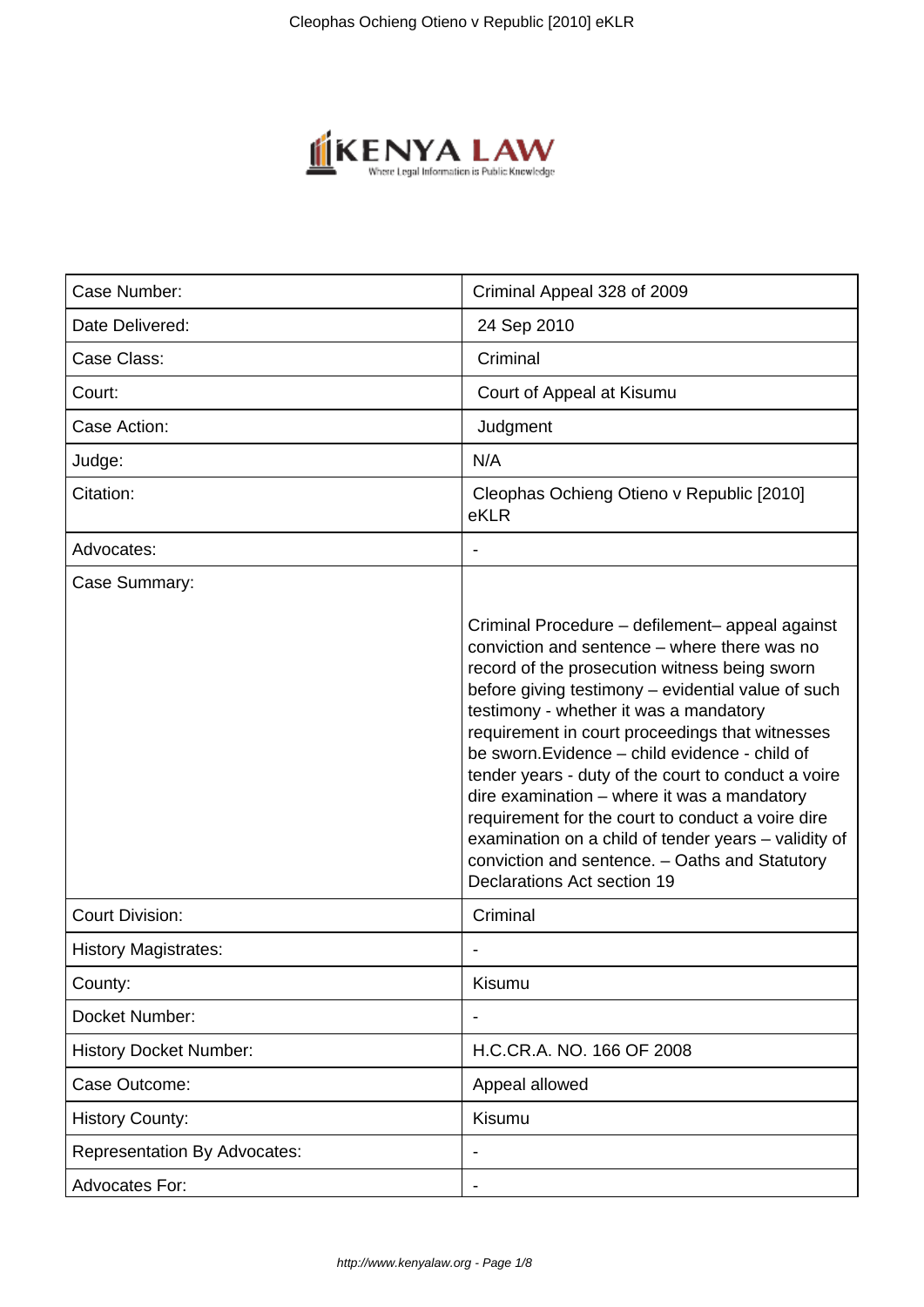| Case Number: | Criminal Appeal 328 of 2009 |
|---|---|
| Date Delivered: | 24 Sep 2010 |
| Case Class: | Criminal |
| Court: | Court of Appeal at Kisumu |
| Case Action: | Judgment |
| Judge: | N/A |
| Citation: | Cleophas Ochieng Otieno v Republic [2010] eKLR |
| Advocates: | - |
| Case Summary: | Criminal Procedure – defilement– appeal against conviction and sentence – where there was no record of the prosecution witness being sworn before giving testimony – evidential value of such testimony - whether it was a mandatory requirement in court proceedings that witnesses be sworn.Evidence – child evidence - child of tender years - duty of the court to conduct a voire dire examination – where it was a mandatory requirement for the court to conduct a voire dire examination on a child of tender years – validity of conviction and sentence. – Oaths and Statutory Declarations Act section 19 |
| Court Division: | Criminal |
| History Magistrates: | - |
| County: | Kisumu |
| Docket Number: | - |
| History Docket Number: | H.C.CR.A. NO. 166 OF 2008 |
| Case Outcome: | Appeal allowed |
| History County: | Kisumu |
| Representation By Advocates: | - |
| Advocates For: | - |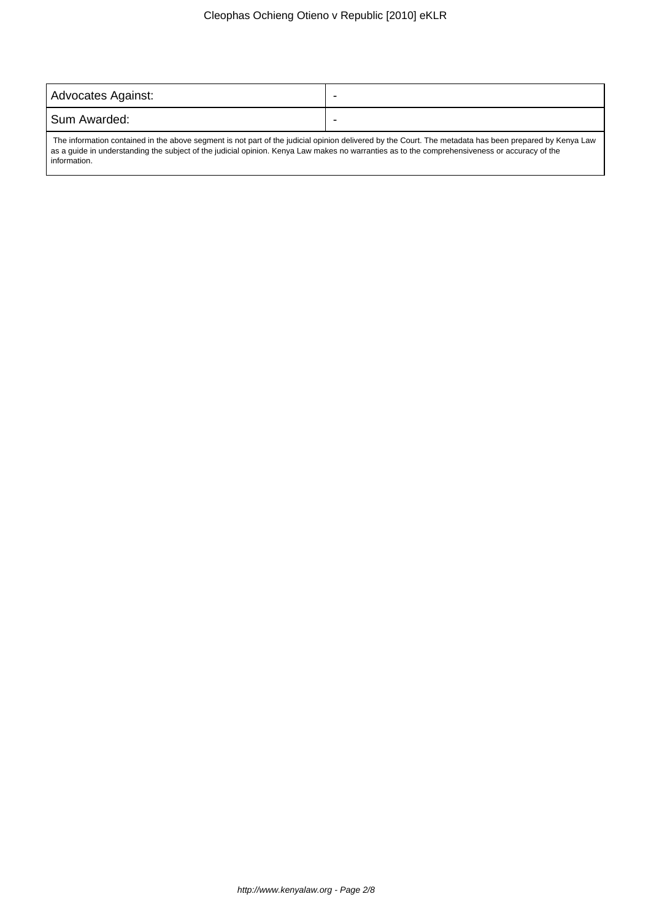| Advocates Against: | - |
| --- | --- |
| Sum Awarded: | - |

The information contained in the above segment is not part of the judicial opinion delivered by the Court. The metadata has been prepared by Kenya Law as a guide in understanding the subject of the judicial opinion. Kenya Law makes no warranties as to the comprehensiveness or accuracy of the information.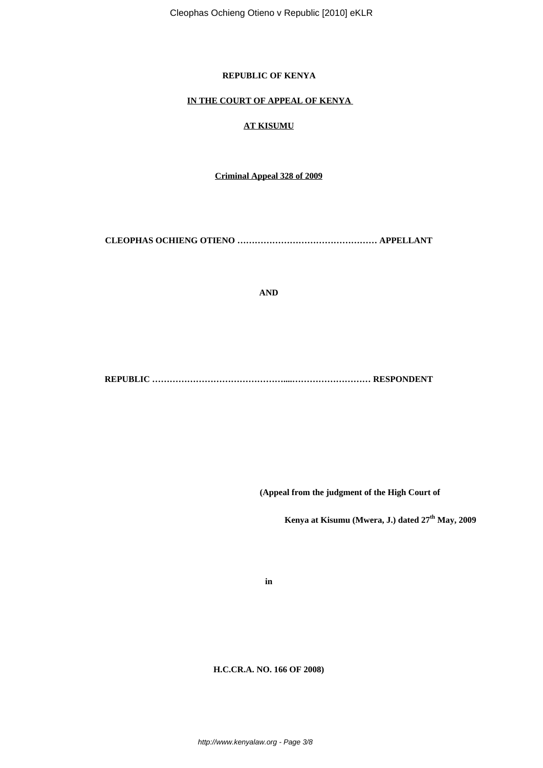**REPUBLIC OF KENYA**

**IN THE COURT OF APPEAL OF KENYA**

**AT KISUMU**

**Criminal Appeal 328 of 2009**

**CLEOPHAS OCHIENG OTIENO ………………………………………… APPELLANT**

**AND**

**REPUBLIC ………………………………………....……………………… RESPONDENT**

**(Appeal from the judgment of the High Court of**

**Kenya at Kisumu (Mwera, J.) dated 27th May, 2009**

**in**

**H.C.CR.A. NO. 166 OF 2008)**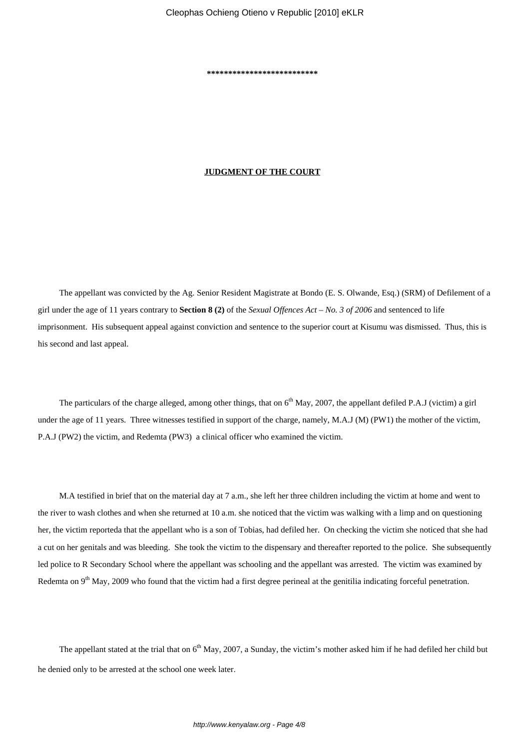\*\*\*\*\*\*\*\*\*\*\*\*\*\*\*\*\*\*\*\*\*\*\*\*\*\*

**JUDGMENT OF THE COURT**

The appellant was convicted by the Ag. Senior Resident Magistrate at Bondo (E. S. Olwande, Esq.) (SRM) of Defilement of a girl under the age of 11 years contrary to **Section 8 (2)** of the *Sexual Offences Act – No. 3 of 2006* and sentenced to life imprisonment. His subsequent appeal against conviction and sentence to the superior court at Kisumu was dismissed. Thus, this is his second and last appeal.

The particulars of the charge alleged, among other things, that on 6th May, 2007, the appellant defiled P.A.J (victim) a girl under the age of 11 years. Three witnesses testified in support of the charge, namely, M.A.J (M) (PW1) the mother of the victim, P.A.J (PW2) the victim, and Redemta (PW3) a clinical officer who examined the victim.

M.A testified in brief that on the material day at 7 a.m., she left her three children including the victim at home and went to the river to wash clothes and when she returned at 10 a.m. she noticed that the victim was walking with a limp and on questioning her, the victim reporteda that the appellant who is a son of Tobias, had defiled her. On checking the victim she noticed that she had a cut on her genitals and was bleeding. She took the victim to the dispensary and thereafter reported to the police. She subsequently led police to R Secondary School where the appellant was schooling and the appellant was arrested. The victim was examined by Redemta on 9th May, 2009 who found that the victim had a first degree perineal at the genitilia indicating forceful penetration.

The appellant stated at the trial that on 6th May, 2007, a Sunday, the victim's mother asked him if he had defiled her child but he denied only to be arrested at the school one week later.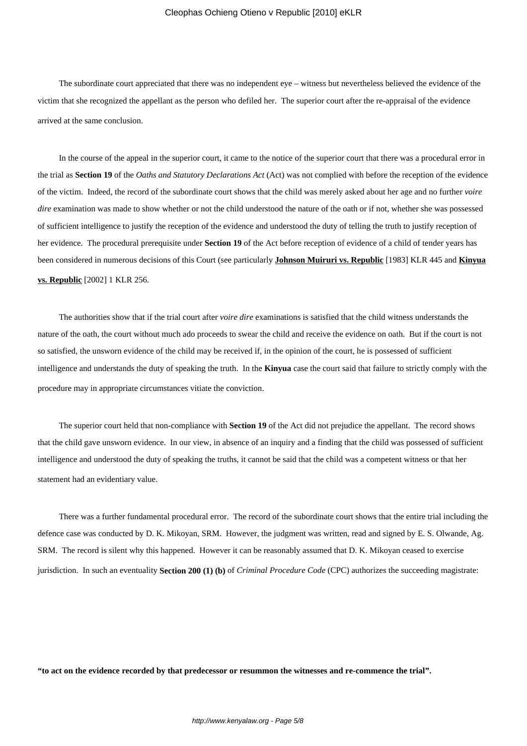The subordinate court appreciated that there was no independent eye – witness but nevertheless believed the evidence of the victim that she recognized the appellant as the person who defiled her. The superior court after the re-appraisal of the evidence arrived at the same conclusion.

In the course of the appeal in the superior court, it came to the notice of the superior court that there was a procedural error in the trial as **Section 19** of the *Oaths and Statutory Declarations Act* (Act) was not complied with before the reception of the evidence of the victim. Indeed, the record of the subordinate court shows that the child was merely asked about her age and no further *voire dire* examination was made to show whether or not the child understood the nature of the oath or if not, whether she was possessed of sufficient intelligence to justify the reception of the evidence and understood the duty of telling the truth to justify reception of her evidence. The procedural prerequisite under **Section 19** of the Act before reception of evidence of a child of tender years has been considered in numerous decisions of this Court (see particularly **Johnson Muiruri vs. Republic** [1983] KLR 445 and **Kinyua vs. Republic** [2002] 1 KLR 256.

The authorities show that if the trial court after *voire dire* examinations is satisfied that the child witness understands the nature of the oath, the court without much ado proceeds to swear the child and receive the evidence on oath. But if the court is not so satisfied, the unsworn evidence of the child may be received if, in the opinion of the court, he is possessed of sufficient intelligence and understands the duty of speaking the truth. In the **Kinyua** case the court said that failure to strictly comply with the procedure may in appropriate circumstances vitiate the conviction.

The superior court held that non-compliance with **Section 19** of the Act did not prejudice the appellant. The record shows that the child gave unsworn evidence. In our view, in absence of an inquiry and a finding that the child was possessed of sufficient intelligence and understood the duty of speaking the truths, it cannot be said that the child was a competent witness or that her statement had an evidentiary value.

There was a further fundamental procedural error. The record of the subordinate court shows that the entire trial including the defence case was conducted by D. K. Mikoyan, SRM. However, the judgment was written, read and signed by E. S. Olwande, Ag. SRM. The record is silent why this happened. However it can be reasonably assumed that D. K. Mikoyan ceased to exercise jurisdiction. In such an eventuality **Section 200 (1) (b)** of *Criminal Procedure Code* (CPC) authorizes the succeeding magistrate:

**"to act on the evidence recorded by that predecessor or resummon the witnesses and re-commence the trial".**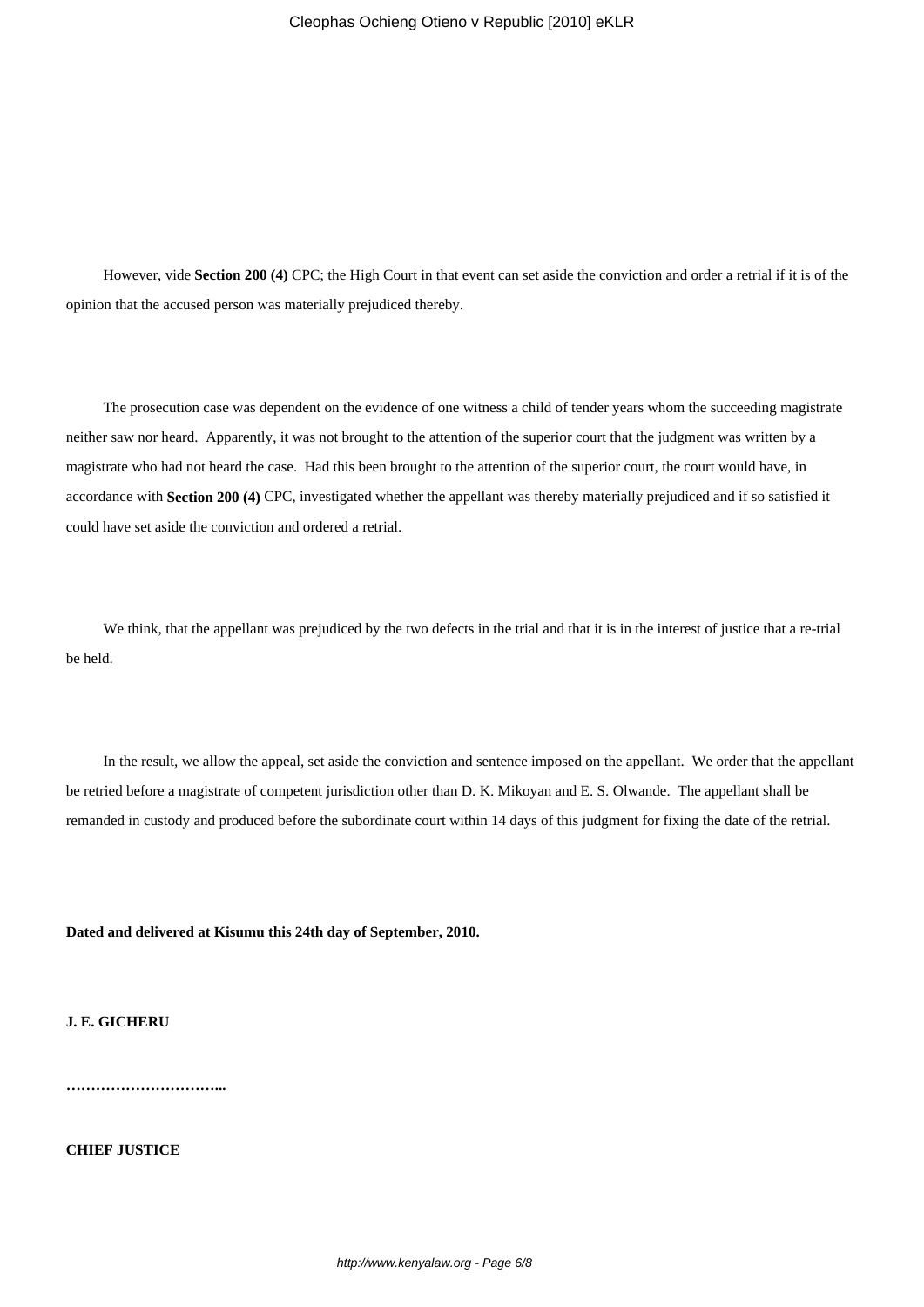However, vide **Section 200 (4)** CPC; the High Court in that event can set aside the conviction and order a retrial if it is of the opinion that the accused person was materially prejudiced thereby.

The prosecution case was dependent on the evidence of one witness a child of tender years whom the succeeding magistrate neither saw nor heard. Apparently, it was not brought to the attention of the superior court that the judgment was written by a magistrate who had not heard the case. Had this been brought to the attention of the superior court, the court would have, in accordance with **Section 200 (4)** CPC, investigated whether the appellant was thereby materially prejudiced and if so satisfied it could have set aside the conviction and ordered a retrial.

We think, that the appellant was prejudiced by the two defects in the trial and that it is in the interest of justice that a re-trial be held.

In the result, we allow the appeal, set aside the conviction and sentence imposed on the appellant. We order that the appellant be retried before a magistrate of competent jurisdiction other than D. K. Mikoyan and E. S. Olwande. The appellant shall be remanded in custody and produced before the subordinate court within 14 days of this judgment for fixing the date of the retrial.

**Dated and delivered at Kisumu this 24th day of September, 2010.**

**J. E. GICHERU**

**…………………………...**

**CHIEF JUSTICE**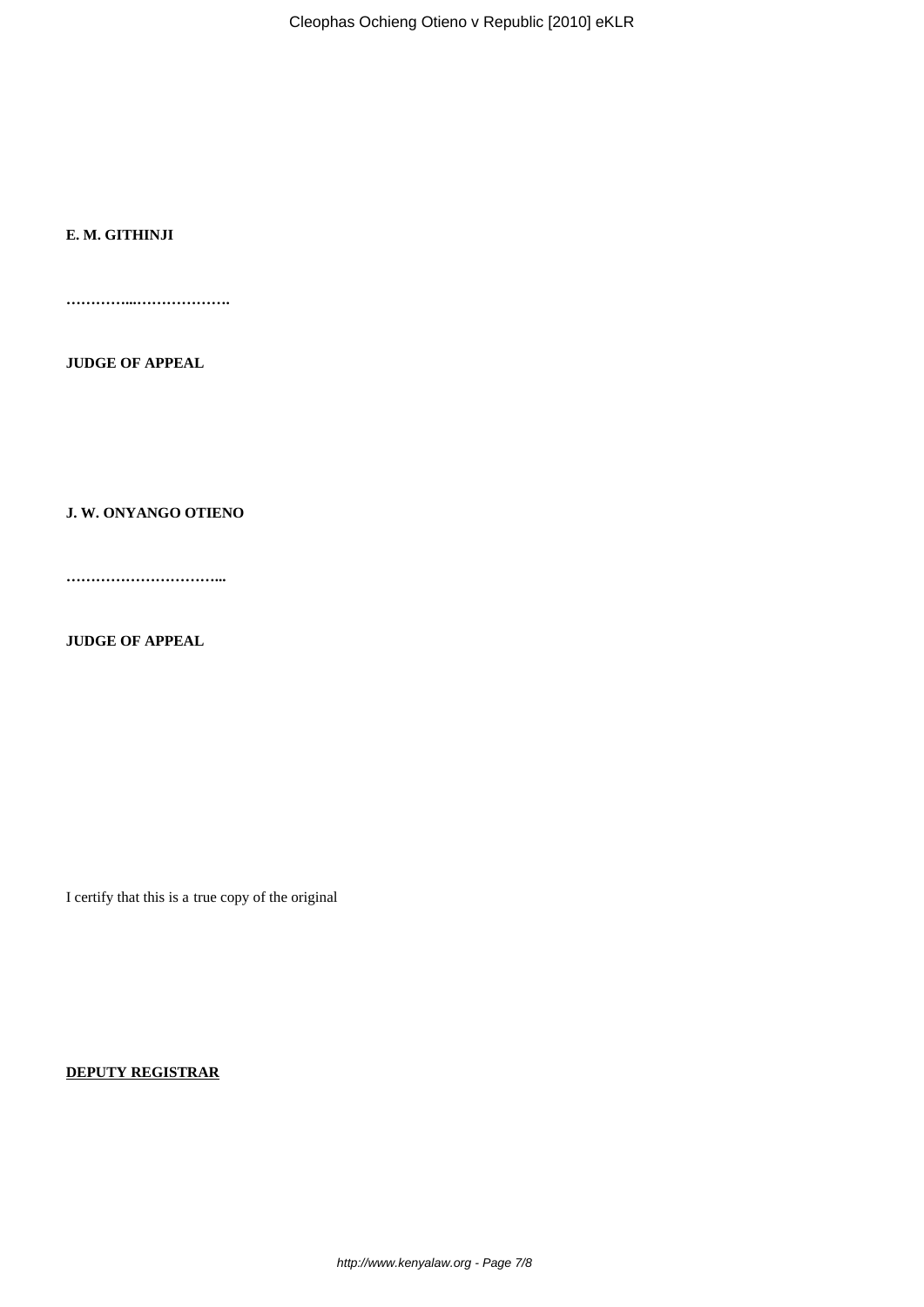**E. M. GITHINJI**

…………...……………….

**JUDGE OF APPEAL**

**J. W. ONYANGO OTIENO**

…………………………...

**JUDGE OF APPEAL**

I certify that this is a true copy of the original

**DEPUTY REGISTRAR**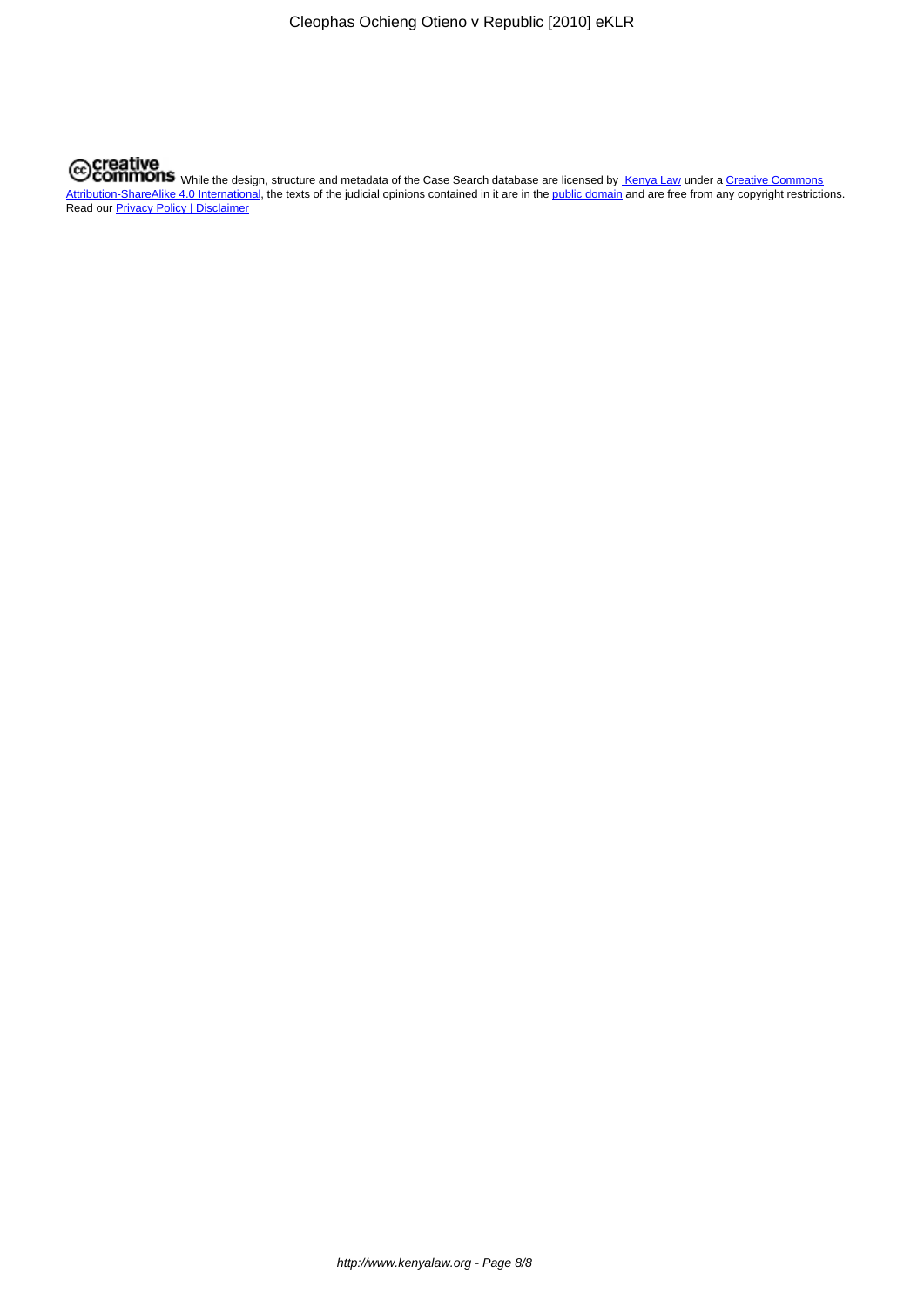While the design, structure and metadata of the Case Search database are licensed by Kenya Law under a Creative Commons Attribution-ShareAlike 4.0 International, the texts of the judicial opinions contained in it are in the public domain and are free from any copyright restrictions. Read our Privacy Policy | Disclaimer